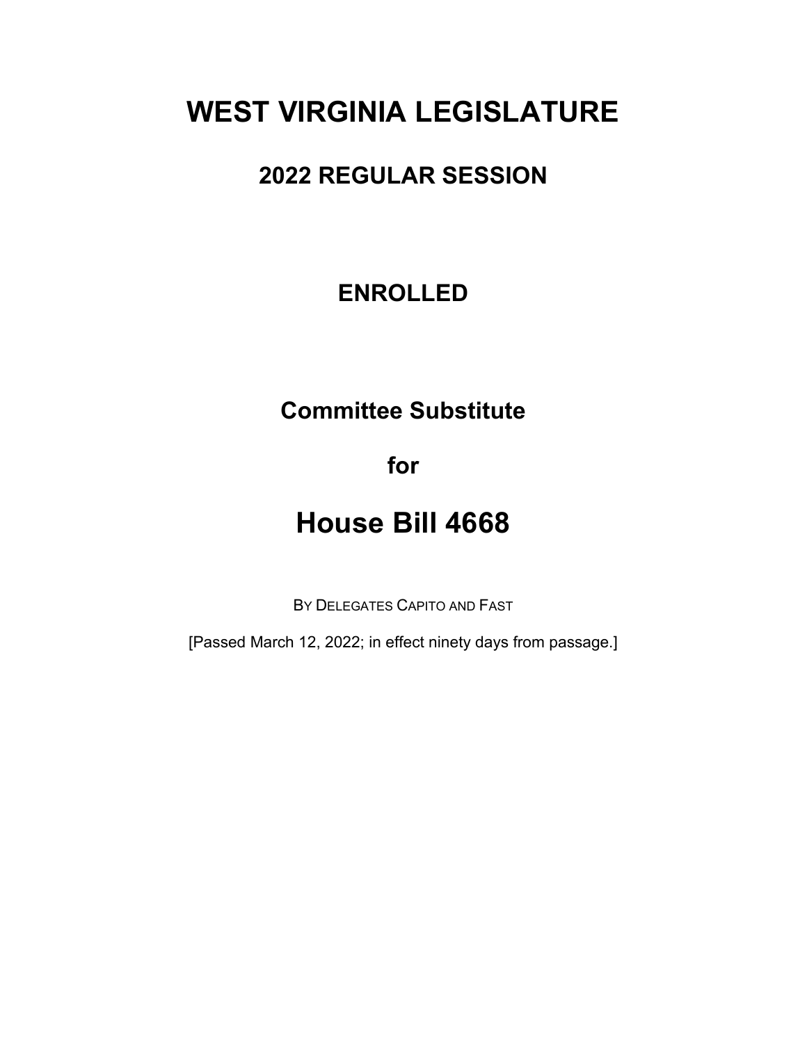# WEST VIRGINIA LEGISLATURE

## 2022 REGULAR SESSION

## ENROLLED

## Committee Substitute

## for

# House Bill 4668

BY DELEGATES CAPITO AND FAST

[Passed March 12, 2022; in effect ninety days from passage.]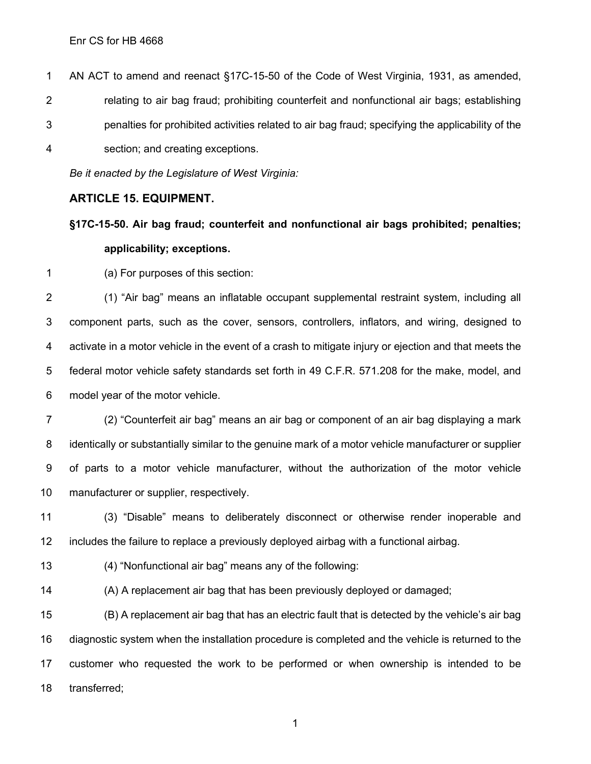Enr CS for HB 4668

AN ACT to amend and reenact §17C-15-50 of the Code of West Virginia, 1931, as amended, relating to air bag fraud; prohibiting counterfeit and nonfunctional air bags; establishing penalties for prohibited activities related to air bag fraud; specifying the applicability of the section; and creating exceptions.

*Be it enacted by the Legislature of West Virginia:*

## ARTICLE 15. EQUIPMENT.

### §17C-15-50. Air bag fraud; counterfeit and nonfunctional air bags prohibited; penalties; applicability; exceptions.

(a) For purposes of this section:

(1) "Air bag" means an inflatable occupant supplemental restraint system, including all component parts, such as the cover, sensors, controllers, inflators, and wiring, designed to activate in a motor vehicle in the event of a crash to mitigate injury or ejection and that meets the federal motor vehicle safety standards set forth in 49 C.F.R. 571.208 for the make, model, and model year of the motor vehicle.

(2) "Counterfeit air bag" means an air bag or component of an air bag displaying a mark identically or substantially similar to the genuine mark of a motor vehicle manufacturer or supplier of parts to a motor vehicle manufacturer, without the authorization of the motor vehicle manufacturer or supplier, respectively.

(3) "Disable" means to deliberately disconnect or otherwise render inoperable and includes the failure to replace a previously deployed airbag with a functional airbag.

(4) "Nonfunctional air bag" means any of the following:

(A) A replacement air bag that has been previously deployed or damaged;

(B) A replacement air bag that has an electric fault that is detected by the vehicle's air bag diagnostic system when the installation procedure is completed and the vehicle is returned to the customer who requested the work to be performed or when ownership is intended to be transferred;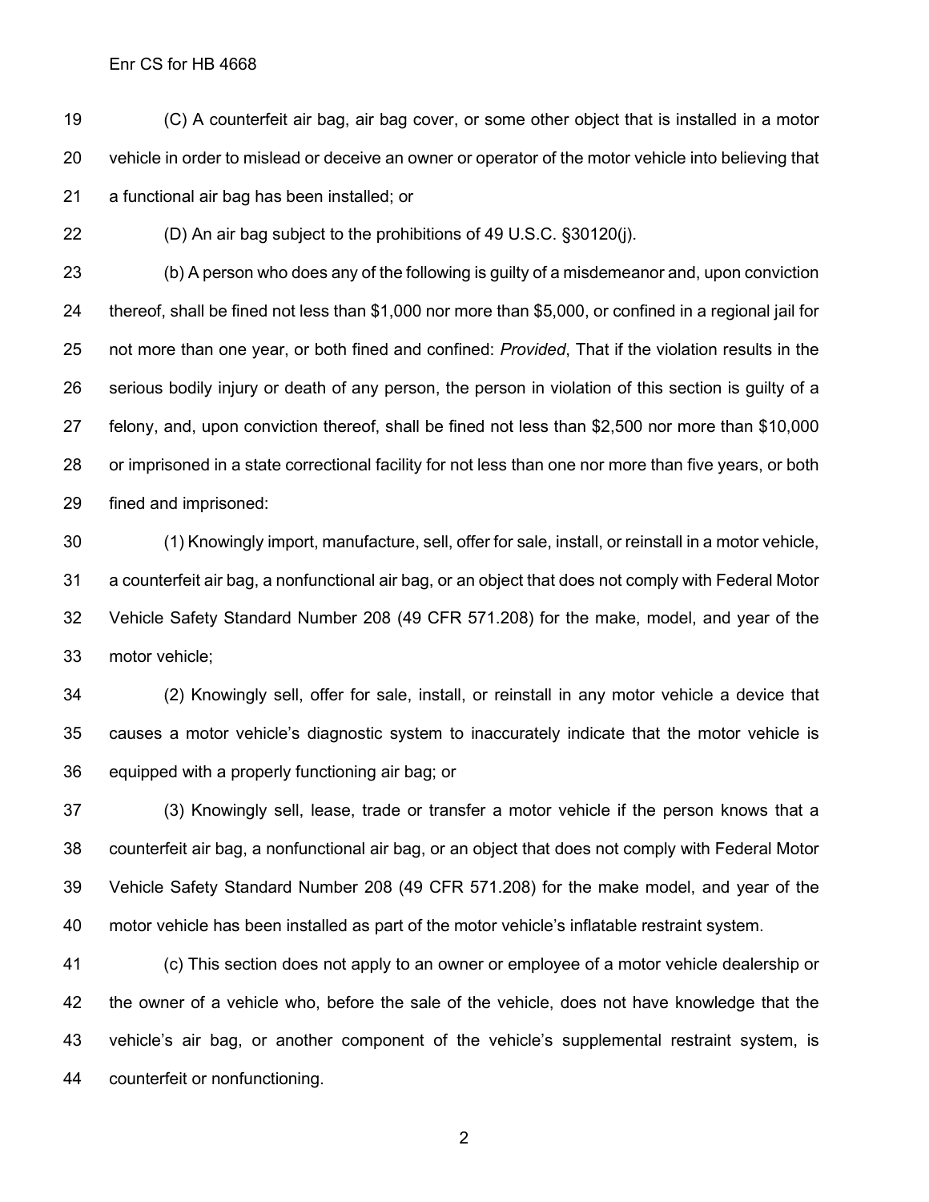(C) A counterfeit air bag, air bag cover, or some other object that is installed in a motor vehicle in order to mislead or deceive an owner or operator of the motor vehicle into believing that a functional air bag has been installed; or

(D) An air bag subject to the prohibitions of 49 U.S.C. §30120(j).

(b) A person who does any of the following is guilty of a misdemeanor and, upon conviction thereof, shall be fined not less than $1,000 nor more than $5,000, or confined in a regional jail for not more than one year, or both fined and confined: *Provided*, That if the violation results in the serious bodily injury or death of any person, the person in violation of this section is guilty of a felony, and, upon conviction thereof, shall be fined not less than $2,500 nor more than $10,000 or imprisoned in a state correctional facility for not less than one nor more than five years, or both fined and imprisoned:

(1) Knowingly import, manufacture, sell, offer for sale, install, or reinstall in a motor vehicle, a counterfeit air bag, a nonfunctional air bag, or an object that does not comply with Federal Motor Vehicle Safety Standard Number 208 (49 CFR 571.208) for the make, model, and year of the motor vehicle;

(2) Knowingly sell, offer for sale, install, or reinstall in any motor vehicle a device that causes a motor vehicle's diagnostic system to inaccurately indicate that the motor vehicle is equipped with a properly functioning air bag; or

(3) Knowingly sell, lease, trade or transfer a motor vehicle if the person knows that a counterfeit air bag, a nonfunctional air bag, or an object that does not comply with Federal Motor Vehicle Safety Standard Number 208 (49 CFR 571.208) for the make model, and year of the motor vehicle has been installed as part of the motor vehicle's inflatable restraint system.

(c) This section does not apply to an owner or employee of a motor vehicle dealership or the owner of a vehicle who, before the sale of the vehicle, does not have knowledge that the vehicle's air bag, or another component of the vehicle's supplemental restraint system, is counterfeit or nonfunctioning.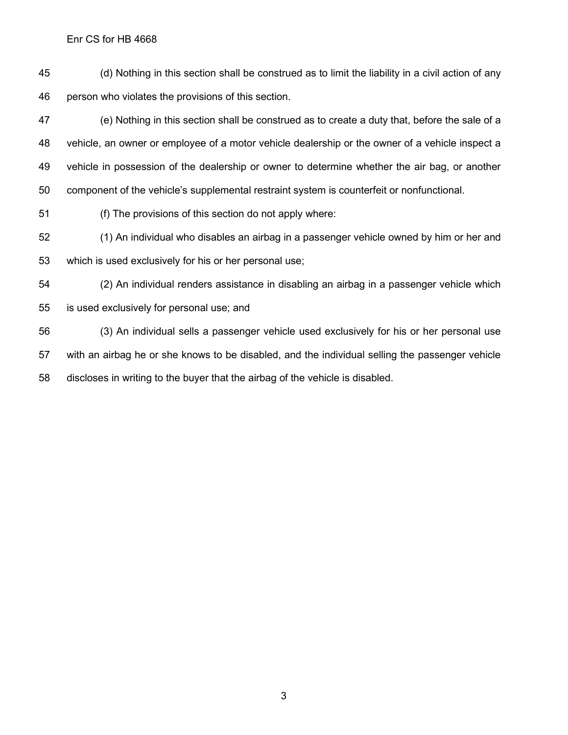(d) Nothing in this section shall be construed as to limit the liability in a civil action of any person who violates the provisions of this section.

(e) Nothing in this section shall be construed as to create a duty that, before the sale of a vehicle, an owner or employee of a motor vehicle dealership or the owner of a vehicle inspect a vehicle in possession of the dealership or owner to determine whether the air bag, or another component of the vehicle's supplemental restraint system is counterfeit or nonfunctional.

(f) The provisions of this section do not apply where:

(1) An individual who disables an airbag in a passenger vehicle owned by him or her and which is used exclusively for his or her personal use;

(2) An individual renders assistance in disabling an airbag in a passenger vehicle which is used exclusively for personal use; and

(3) An individual sells a passenger vehicle used exclusively for his or her personal use with an airbag he or she knows to be disabled, and the individual selling the passenger vehicle discloses in writing to the buyer that the airbag of the vehicle is disabled.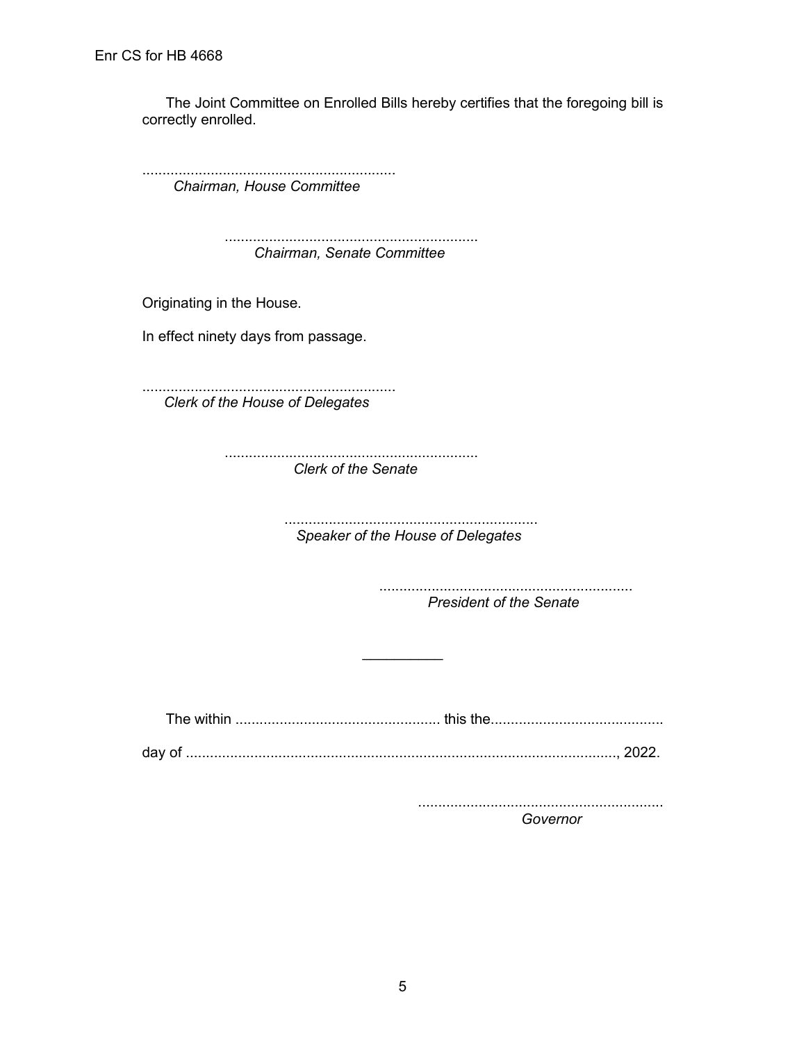The Joint Committee on Enrolled Bills hereby certifies that the foregoing bill is correctly enrolled.

...............................................................
*Chairman, House Committee*

...............................................................
*Chairman, Senate Committee*

Originating in the House.

In effect ninety days from passage.

...............................................................
*Clerk of the House of Delegates*

...............................................................
*Clerk of the Senate*

...............................................................
*Speaker of the House of Delegates*

...............................................................
*President of the Senate*

__________

The within .................................................. this the..........................................

day of ........................................................................................................., 2022.

............................................................
*Governor*